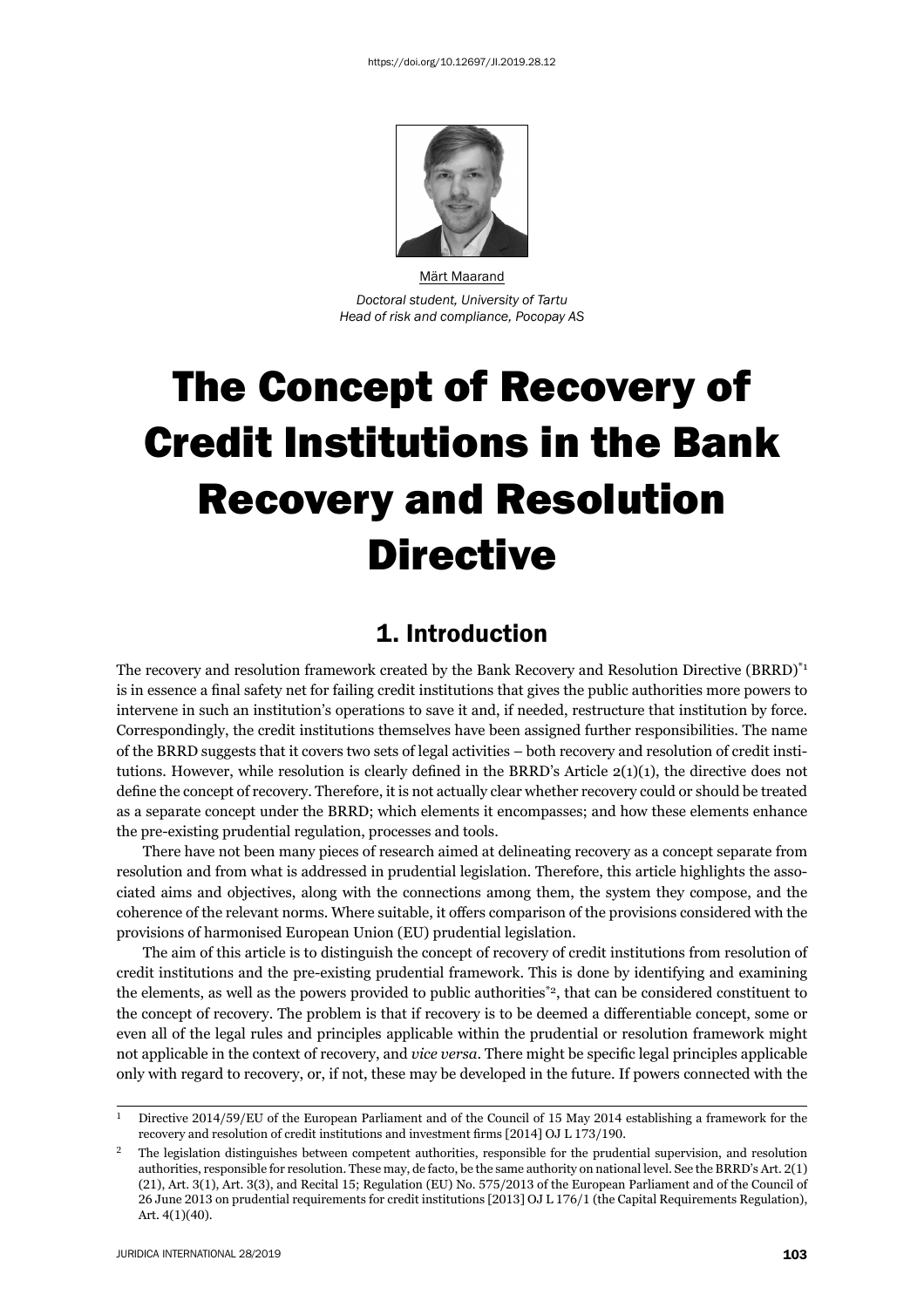https://doi.org/10.12697/JI.2019.28.12

Märt Maarand

*Doctoral student, University of Tartu*
*Head of risk and compliance, Pocopay AS*

# The Concept of Recovery of Credit Institutions in the Bank Recovery and Resolution Directive

## 1. Introduction

The recovery and resolution framework created by the Bank Recovery and Resolution Directive (BRRD)[*1] is in essence a final safety net for failing credit institutions that gives the public authorities more powers to intervene in such an institution's operations to save it and, if needed, restructure that institution by force. Correspondingly, the credit institutions themselves have been assigned further responsibilities. The name of the BRRD suggests that it covers two sets of legal activities – both recovery and resolution of credit institutions. However, while resolution is clearly defined in the BRRD's Article 2(1)(1), the directive does not define the concept of recovery. Therefore, it is not actually clear whether recovery could or should be treated as a separate concept under the BRRD; which elements it encompasses; and how these elements enhance the pre-existing prudential regulation, processes and tools.

There have not been many pieces of research aimed at delineating recovery as a concept separate from resolution and from what is addressed in prudential legislation. Therefore, this article highlights the associated aims and objectives, along with the connections among them, the system they compose, and the coherence of the relevant norms. Where suitable, it offers comparison of the provisions considered with the provisions of harmonised European Union (EU) prudential legislation.

The aim of this article is to distinguish the concept of recovery of credit institutions from resolution of credit institutions and the pre-existing prudential framework. This is done by identifying and examining the elements, as well as the powers provided to public authorities[*2], that can be considered constituent to the concept of recovery. The problem is that if recovery is to be deemed a differentiable concept, some or even all of the legal rules and principles applicable within the prudential or resolution framework might not applicable in the context of recovery, and *vice versa*. There might be specific legal principles applicable only with regard to recovery, or, if not, these may be developed in the future. If powers connected with the

---

[1] Directive 2014/59/EU of the European Parliament and of the Council of 15 May 2014 establishing a framework for the recovery and resolution of credit institutions and investment firms [2014] OJ L 173/190.

[2] The legislation distinguishes between competent authorities, responsible for the prudential supervision, and resolution authorities, responsible for resolution. These may, de facto, be the same authority on national level. See the BRRD's Art. 2(1)(21), Art. 3(1), Art. 3(3), and Recital 15; Regulation (EU) No. 575/2013 of the European Parliament and of the Council of 26 June 2013 on prudential requirements for credit institutions [2013] OJ L 176/1 (the Capital Requirements Regulation), Art. 4(1)(40).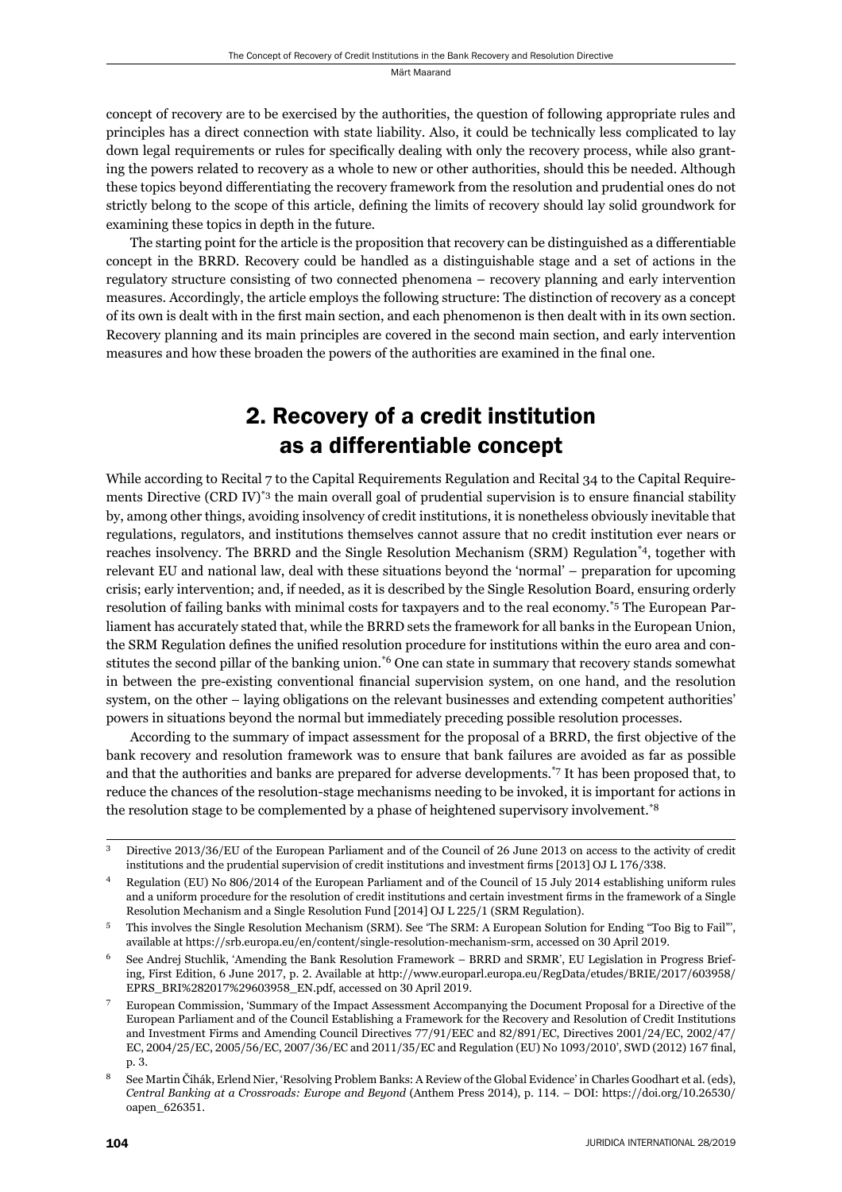concept of recovery are to be exercised by the authorities, the question of following appropriate rules and principles has a direct connection with state liability. Also, it could be technically less complicated to lay down legal requirements or rules for specifically dealing with only the recovery process, while also granting the powers related to recovery as a whole to new or other authorities, should this be needed. Although these topics beyond differentiating the recovery framework from the resolution and prudential ones do not strictly belong to the scope of this article, defining the limits of recovery should lay solid groundwork for examining these topics in depth in the future.

The starting point for the article is the proposition that recovery can be distinguished as a differentiable concept in the BRRD. Recovery could be handled as a distinguishable stage and a set of actions in the regulatory structure consisting of two connected phenomena – recovery planning and early intervention measures. Accordingly, the article employs the following structure: The distinction of recovery as a concept of its own is dealt with in the first main section, and each phenomenon is then dealt with in its own section. Recovery planning and its main principles are covered in the second main section, and early intervention measures and how these broaden the powers of the authorities are examined in the final one.

## 2. Recovery of a credit institution as a differentiable concept

While according to Recital 7 to the Capital Requirements Regulation and Recital 34 to the Capital Requirements Directive (CRD IV)[*3] the main overall goal of prudential supervision is to ensure financial stability by, among other things, avoiding insolvency of credit institutions, it is nonetheless obviously inevitable that regulations, regulators, and institutions themselves cannot assure that no credit institution ever nears or reaches insolvency. The BRRD and the Single Resolution Mechanism (SRM) Regulation[*4], together with relevant EU and national law, deal with these situations beyond the 'normal' – preparation for upcoming crisis; early intervention; and, if needed, as it is described by the Single Resolution Board, ensuring orderly resolution of failing banks with minimal costs for taxpayers and to the real economy.[*5] The European Parliament has accurately stated that, while the BRRD sets the framework for all banks in the European Union, the SRM Regulation defines the unified resolution procedure for institutions within the euro area and constitutes the second pillar of the banking union.[*6] One can state in summary that recovery stands somewhat in between the pre-existing conventional financial supervision system, on one hand, and the resolution system, on the other – laying obligations on the relevant businesses and extending competent authorities' powers in situations beyond the normal but immediately preceding possible resolution processes.

According to the summary of impact assessment for the proposal of a BRRD, the first objective of the bank recovery and resolution framework was to ensure that bank failures are avoided as far as possible and that the authorities and banks are prepared for adverse developments.[*7] It has been proposed that, to reduce the chances of the resolution-stage mechanisms needing to be invoked, it is important for actions in the resolution stage to be complemented by a phase of heightened supervisory involvement.[*8]

---

3 Directive 2013/36/EU of the European Parliament and of the Council of 26 June 2013 on access to the activity of credit institutions and the prudential supervision of credit institutions and investment firms [2013] OJ L 176/338.

4 Regulation (EU) No 806/2014 of the European Parliament and of the Council of 15 July 2014 establishing uniform rules and a uniform procedure for the resolution of credit institutions and certain investment firms in the framework of a Single Resolution Mechanism and a Single Resolution Fund [2014] OJ L 225/1 (SRM Regulation).

5 This involves the Single Resolution Mechanism (SRM). See 'The SRM: A European Solution for Ending "Too Big to Fail"', available at https://srb.europa.eu/en/content/single-resolution-mechanism-srm, accessed on 30 April 2019.

6 See Andrej Stuchlik, 'Amending the Bank Resolution Framework – BRRD and SRMR', EU Legislation in Progress Briefing, First Edition, 6 June 2017, p. 2. Available at http://www.europarl.europa.eu/RegData/etudes/BRIE/2017/603958/EPRS_BRI%282017%29603958_EN.pdf, accessed on 30 April 2019.

7 European Commission, 'Summary of the Impact Assessment Accompanying the Document Proposal for a Directive of the European Parliament and of the Council Establishing a Framework for the Recovery and Resolution of Credit Institutions and Investment Firms and Amending Council Directives 77/91/EEC and 82/891/EC, Directives 2001/24/EC, 2002/47/EC, 2004/25/EC, 2005/56/EC, 2007/36/EC and 2011/35/EC and Regulation (EU) No 1093/2010', SWD (2012) 167 final, p. 3.

8 See Martin Čihák, Erlend Nier, 'Resolving Problem Banks: A Review of the Global Evidence' in Charles Goodhart et al. (eds), *Central Banking at a Crossroads: Europe and Beyond* (Anthem Press 2014), p. 114. – DOI: https://doi.org/10.26530/oapen_626351.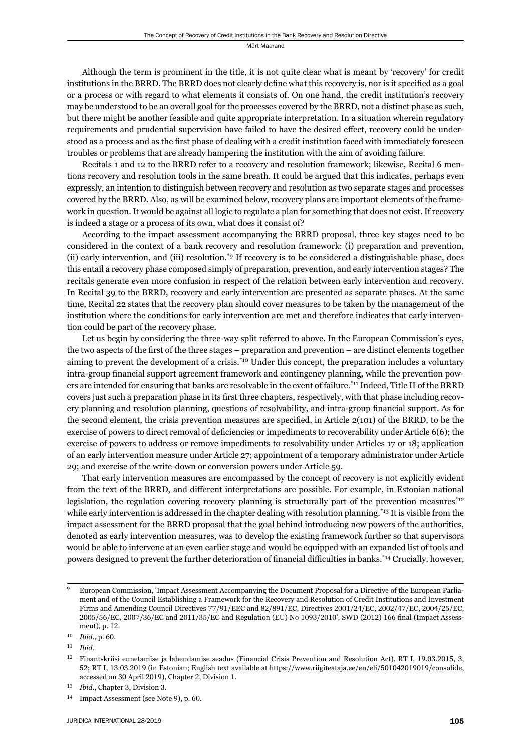Although the term is prominent in the title, it is not quite clear what is meant by 'recovery' for credit institutions in the BRRD. The BRRD does not clearly define what this recovery is, nor is it specified as a goal or a process or with regard to what elements it consists of. On one hand, the credit institution's recovery may be understood to be an overall goal for the processes covered by the BRRD, not a distinct phase as such, but there might be another feasible and quite appropriate interpretation. In a situation wherein regulatory requirements and prudential supervision have failed to have the desired effect, recovery could be understood as a process and as the first phase of dealing with a credit institution faced with immediately foreseen troubles or problems that are already hampering the institution with the aim of avoiding failure.

Recitals 1 and 12 to the BRRD refer to a recovery and resolution framework; likewise, Recital 6 mentions recovery and resolution tools in the same breath. It could be argued that this indicates, perhaps even expressly, an intention to distinguish between recovery and resolution as two separate stages and processes covered by the BRRD. Also, as will be examined below, recovery plans are important elements of the framework in question. It would be against all logic to regulate a plan for something that does not exist. If recovery is indeed a stage or a process of its own, what does it consist of?

According to the impact assessment accompanying the BRRD proposal, three key stages need to be considered in the context of a bank recovery and resolution framework: (i) preparation and prevention, (ii) early intervention, and (iii) resolution.[*9] If recovery is to be considered a distinguishable phase, does this entail a recovery phase composed simply of preparation, prevention, and early intervention stages? The recitals generate even more confusion in respect of the relation between early intervention and recovery. In Recital 39 to the BRRD, recovery and early intervention are presented as separate phases. At the same time, Recital 22 states that the recovery plan should cover measures to be taken by the management of the institution where the conditions for early intervention are met and therefore indicates that early intervention could be part of the recovery phase.

Let us begin by considering the three-way split referred to above. In the European Commission's eyes, the two aspects of the first of the three stages – preparation and prevention – are distinct elements together aiming to prevent the development of a crisis.[*10] Under this concept, the preparation includes a voluntary intra-group financial support agreement framework and contingency planning, while the prevention powers are intended for ensuring that banks are resolvable in the event of failure.[*11] Indeed, Title II of the BRRD covers just such a preparation phase in its first three chapters, respectively, with that phase including recovery planning and resolution planning, questions of resolvability, and intra-group financial support. As for the second element, the crisis prevention measures are specified, in Article 2(101) of the BRRD, to be the exercise of powers to direct removal of deficiencies or impediments to recoverability under Article 6(6); the exercise of powers to address or remove impediments to resolvability under Articles 17 or 18; application of an early intervention measure under Article 27; appointment of a temporary administrator under Article 29; and exercise of the write-down or conversion powers under Article 59.

That early intervention measures are encompassed by the concept of recovery is not explicitly evident from the text of the BRRD, and different interpretations are possible. For example, in Estonian national legislation, the regulation covering recovery planning is structurally part of the prevention measures[*12] while early intervention is addressed in the chapter dealing with resolution planning.[*13] It is visible from the impact assessment for the BRRD proposal that the goal behind introducing new powers of the authorities, denoted as early intervention measures, was to develop the existing framework further so that supervisors would be able to intervene at an even earlier stage and would be equipped with an expanded list of tools and powers designed to prevent the further deterioration of financial difficulties in banks.[*14] Crucially, however,

---

[9] European Commission, 'Impact Assessment Accompanying the Document Proposal for a Directive of the European Parliament and of the Council Establishing a Framework for the Recovery and Resolution of Credit Institutions and Investment Firms and Amending Council Directives 77/91/EEC and 82/891/EC, Directives 2001/24/EC, 2002/47/EC, 2004/25/EC, 2005/56/EC, 2007/36/EC and 2011/35/EC and Regulation (EU) No 1093/2010', SWD (2012) 166 final (Impact Assessment), p. 12.

[10] *Ibid*., p. 60.

[11] *Ibid*.

[12] Finantskriisi ennetamise ja lahendamise seadus (Financial Crisis Prevention and Resolution Act). RT I, 19.03.2015, 3, 52; RT I, 13.03.2019 (in Estonian; English text available at https://www.riigiteataja.ee/en/eli/501042019019/consolide, accessed on 30 April 2019), Chapter 2, Division 1.

[13] *Ibid*., Chapter 3, Division 3.

[14] Impact Assessment (see Note 9), p. 60.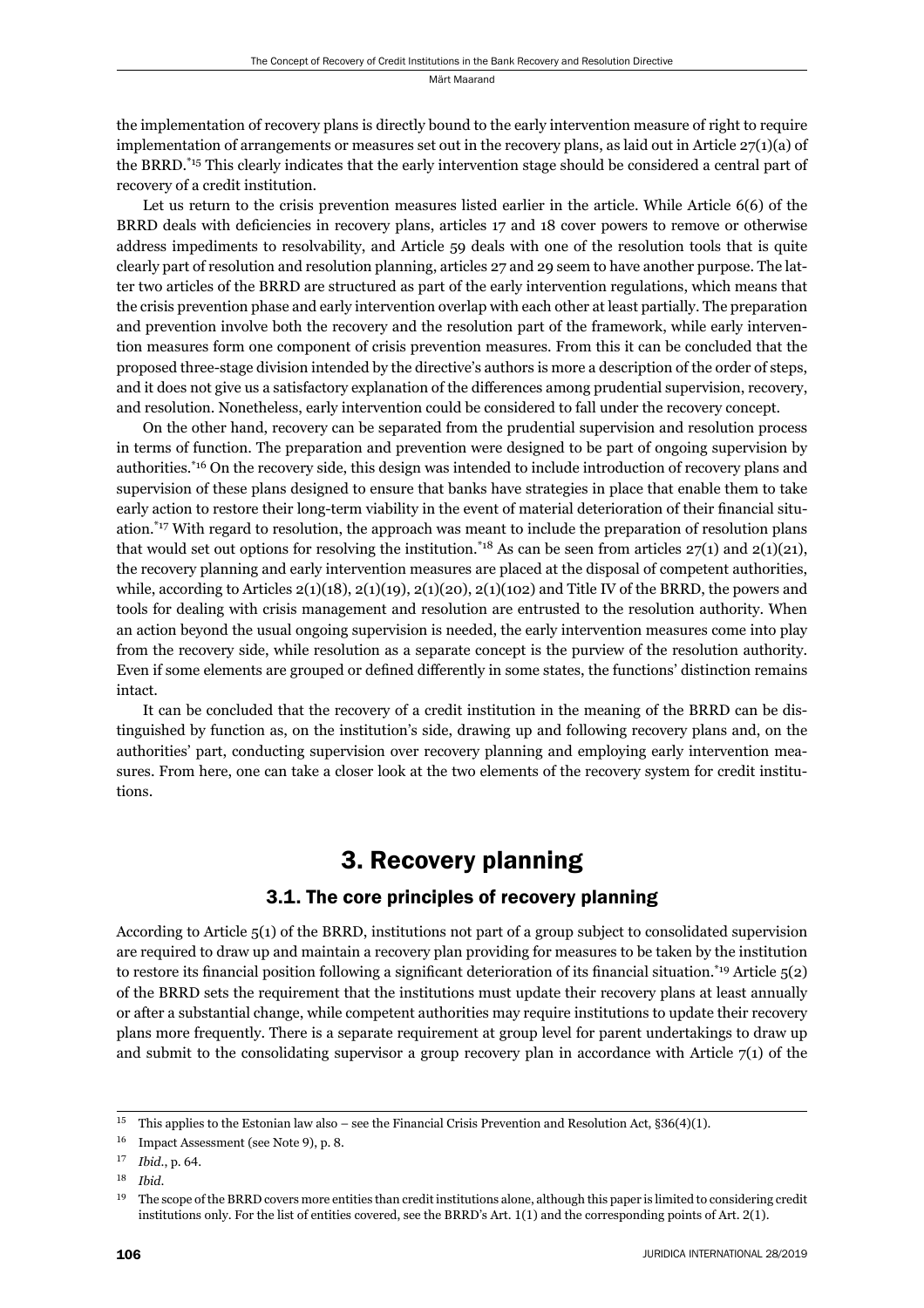the implementation of recovery plans is directly bound to the early intervention measure of right to require implementation of arrangements or measures set out in the recovery plans, as laid out in Article 27(1)(a) of the BRRD.[*15] This clearly indicates that the early intervention stage should be considered a central part of recovery of a credit institution.

Let us return to the crisis prevention measures listed earlier in the article. While Article 6(6) of the BRRD deals with deficiencies in recovery plans, articles 17 and 18 cover powers to remove or otherwise address impediments to resolvability, and Article 59 deals with one of the resolution tools that is quite clearly part of resolution and resolution planning, articles 27 and 29 seem to have another purpose. The latter two articles of the BRRD are structured as part of the early intervention regulations, which means that the crisis prevention phase and early intervention overlap with each other at least partially. The preparation and prevention involve both the recovery and the resolution part of the framework, while early intervention measures form one component of crisis prevention measures. From this it can be concluded that the proposed three-stage division intended by the directive's authors is more a description of the order of steps, and it does not give us a satisfactory explanation of the differences among prudential supervision, recovery, and resolution. Nonetheless, early intervention could be considered to fall under the recovery concept.

On the other hand, recovery can be separated from the prudential supervision and resolution process in terms of function. The preparation and prevention were designed to be part of ongoing supervision by authorities.[*16] On the recovery side, this design was intended to include introduction of recovery plans and supervision of these plans designed to ensure that banks have strategies in place that enable them to take early action to restore their long-term viability in the event of material deterioration of their financial situation.[*17] With regard to resolution, the approach was meant to include the preparation of resolution plans that would set out options for resolving the institution.[*18] As can be seen from articles 27(1) and 2(1)(21), the recovery planning and early intervention measures are placed at the disposal of competent authorities, while, according to Articles 2(1)(18), 2(1)(19), 2(1)(20), 2(1)(102) and Title IV of the BRRD, the powers and tools for dealing with crisis management and resolution are entrusted to the resolution authority. When an action beyond the usual ongoing supervision is needed, the early intervention measures come into play from the recovery side, while resolution as a separate concept is the purview of the resolution authority. Even if some elements are grouped or defined differently in some states, the functions' distinction remains intact.

It can be concluded that the recovery of a credit institution in the meaning of the BRRD can be distinguished by function as, on the institution's side, drawing up and following recovery plans and, on the authorities' part, conducting supervision over recovery planning and employing early intervention measures. From here, one can take a closer look at the two elements of the recovery system for credit institutions.

## 3. Recovery planning

### 3.1. The core principles of recovery planning

According to Article 5(1) of the BRRD, institutions not part of a group subject to consolidated supervision are required to draw up and maintain a recovery plan providing for measures to be taken by the institution to restore its financial position following a significant deterioration of its financial situation.[*19] Article 5(2) of the BRRD sets the requirement that the institutions must update their recovery plans at least annually or after a substantial change, while competent authorities may require institutions to update their recovery plans more frequently. There is a separate requirement at group level for parent undertakings to draw up and submit to the consolidating supervisor a group recovery plan in accordance with Article 7(1) of the

---

[15] This applies to the Estonian law also – see the Financial Crisis Prevention and Resolution Act, §36(4)(1).

[16] Impact Assessment (see Note 9), p. 8.

[17] *Ibid.*, p. 64.

[18] *Ibid.*

[19] The scope of the BRRD covers more entities than credit institutions alone, although this paper is limited to considering credit institutions only. For the list of entities covered, see the BRRD's Art. 1(1) and the corresponding points of Art. 2(1).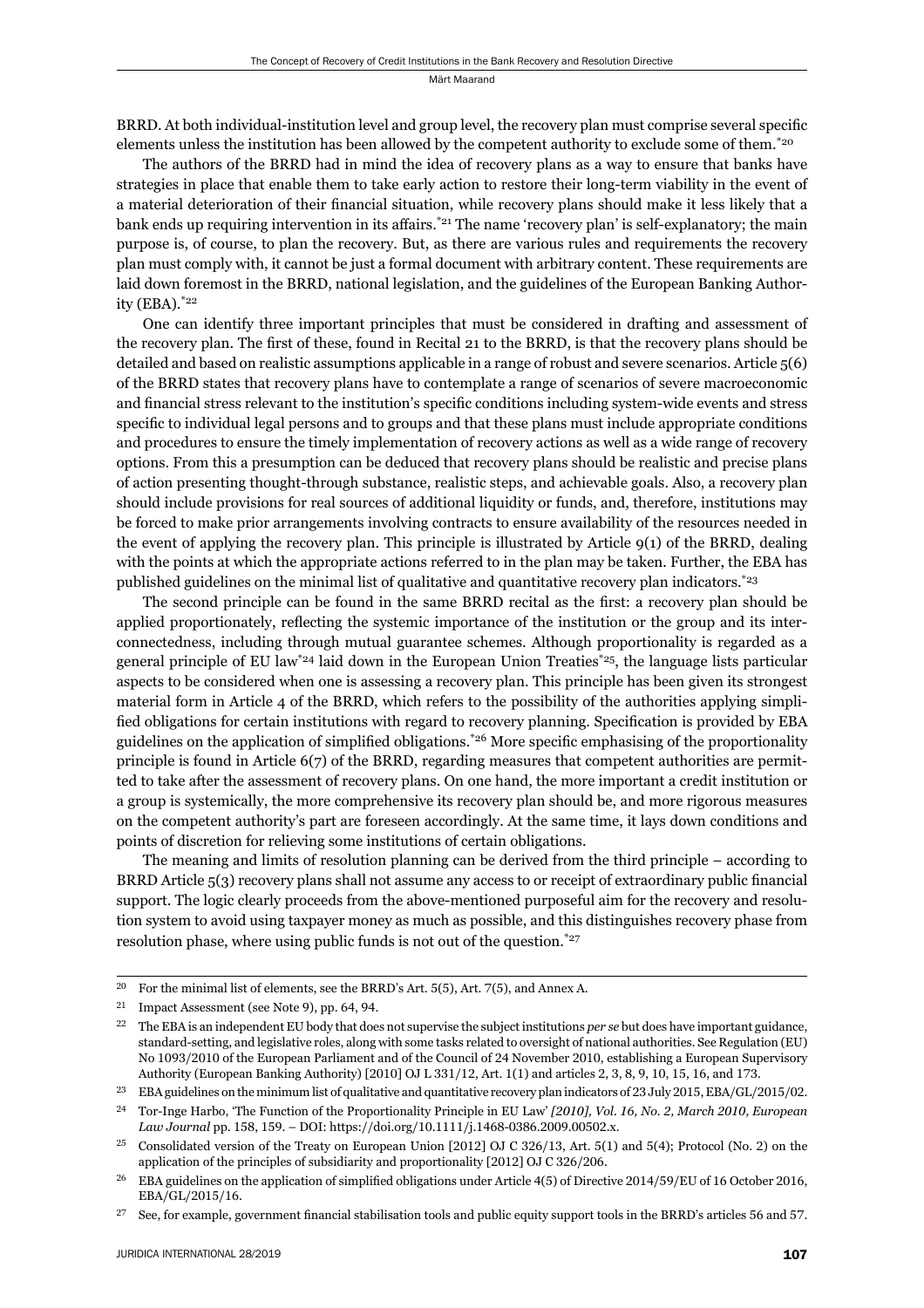BRRD. At both individual-institution level and group level, the recovery plan must comprise several specific elements unless the institution has been allowed by the competent authority to exclude some of them.[20]

The authors of the BRRD had in mind the idea of recovery plans as a way to ensure that banks have strategies in place that enable them to take early action to restore their long-term viability in the event of a material deterioration of their financial situation, while recovery plans should make it less likely that a bank ends up requiring intervention in its affairs.[21] The name 'recovery plan' is self-explanatory; the main purpose is, of course, to plan the recovery. But, as there are various rules and requirements the recovery plan must comply with, it cannot be just a formal document with arbitrary content. These requirements are laid down foremost in the BRRD, national legislation, and the guidelines of the European Banking Authority (EBA).[22]

One can identify three important principles that must be considered in drafting and assessment of the recovery plan. The first of these, found in Recital 21 to the BRRD, is that the recovery plans should be detailed and based on realistic assumptions applicable in a range of robust and severe scenarios. Article 5(6) of the BRRD states that recovery plans have to contemplate a range of scenarios of severe macroeconomic and financial stress relevant to the institution's specific conditions including system-wide events and stress specific to individual legal persons and to groups and that these plans must include appropriate conditions and procedures to ensure the timely implementation of recovery actions as well as a wide range of recovery options. From this a presumption can be deduced that recovery plans should be realistic and precise plans of action presenting thought-through substance, realistic steps, and achievable goals. Also, a recovery plan should include provisions for real sources of additional liquidity or funds, and, therefore, institutions may be forced to make prior arrangements involving contracts to ensure availability of the resources needed in the event of applying the recovery plan. This principle is illustrated by Article 9(1) of the BRRD, dealing with the points at which the appropriate actions referred to in the plan may be taken. Further, the EBA has published guidelines on the minimal list of qualitative and quantitative recovery plan indicators.[23]

The second principle can be found in the same BRRD recital as the first: a recovery plan should be applied proportionately, reflecting the systemic importance of the institution or the group and its interconnectedness, including through mutual guarantee schemes. Although proportionality is regarded as a general principle of EU law[24] laid down in the European Union Treaties[25], the language lists particular aspects to be considered when one is assessing a recovery plan. This principle has been given its strongest material form in Article 4 of the BRRD, which refers to the possibility of the authorities applying simplified obligations for certain institutions with regard to recovery planning. Specification is provided by EBA guidelines on the application of simplified obligations.[26] More specific emphasising of the proportionality principle is found in Article 6(7) of the BRRD, regarding measures that competent authorities are permitted to take after the assessment of recovery plans. On one hand, the more important a credit institution or a group is systemically, the more comprehensive its recovery plan should be, and more rigorous measures on the competent authority's part are foreseen accordingly. At the same time, it lays down conditions and points of discretion for relieving some institutions of certain obligations.

The meaning and limits of resolution planning can be derived from the third principle – according to BRRD Article 5(3) recovery plans shall not assume any access to or receipt of extraordinary public financial support. The logic clearly proceeds from the above-mentioned purposeful aim for the recovery and resolution system to avoid using taxpayer money as much as possible, and this distinguishes recovery phase from resolution phase, where using public funds is not out of the question.[27]

---

[20] For the minimal list of elements, see the BRRD's Art. 5(5), Art. 7(5), and Annex A.

[21] Impact Assessment (see Note 9), pp. 64, 94.

[22] The EBA is an independent EU body that does not supervise the subject institutions *per se* but does have important guidance, standard-setting, and legislative roles, along with some tasks related to oversight of national authorities. See Regulation (EU) No 1093/2010 of the European Parliament and of the Council of 24 November 2010, establishing a European Supervisory Authority (European Banking Authority) [2010] OJ L 331/12, Art. 1(1) and articles 2, 3, 8, 9, 10, 15, 16, and 173.

[23] EBA guidelines on the minimum list of qualitative and quantitative recovery plan indicators of 23 July 2015, EBA/GL/2015/02.

[24] Tor-Inge Harbo, 'The Function of the Proportionality Principle in EU Law' *[2010], Vol. 16, No. 2, March 2010, European Law Journal* pp. 158, 159. – DOI: https://doi.org/10.1111/j.1468-0386.2009.00502.x.

[25] Consolidated version of the Treaty on European Union [2012] OJ C 326/13, Art. 5(1) and 5(4); Protocol (No. 2) on the application of the principles of subsidiarity and proportionality [2012] OJ C 326/206.

[26] EBA guidelines on the application of simplified obligations under Article 4(5) of Directive 2014/59/EU of 16 October 2016, EBA/GL/2015/16.

[27] See, for example, government financial stabilisation tools and public equity support tools in the BRRD's articles 56 and 57.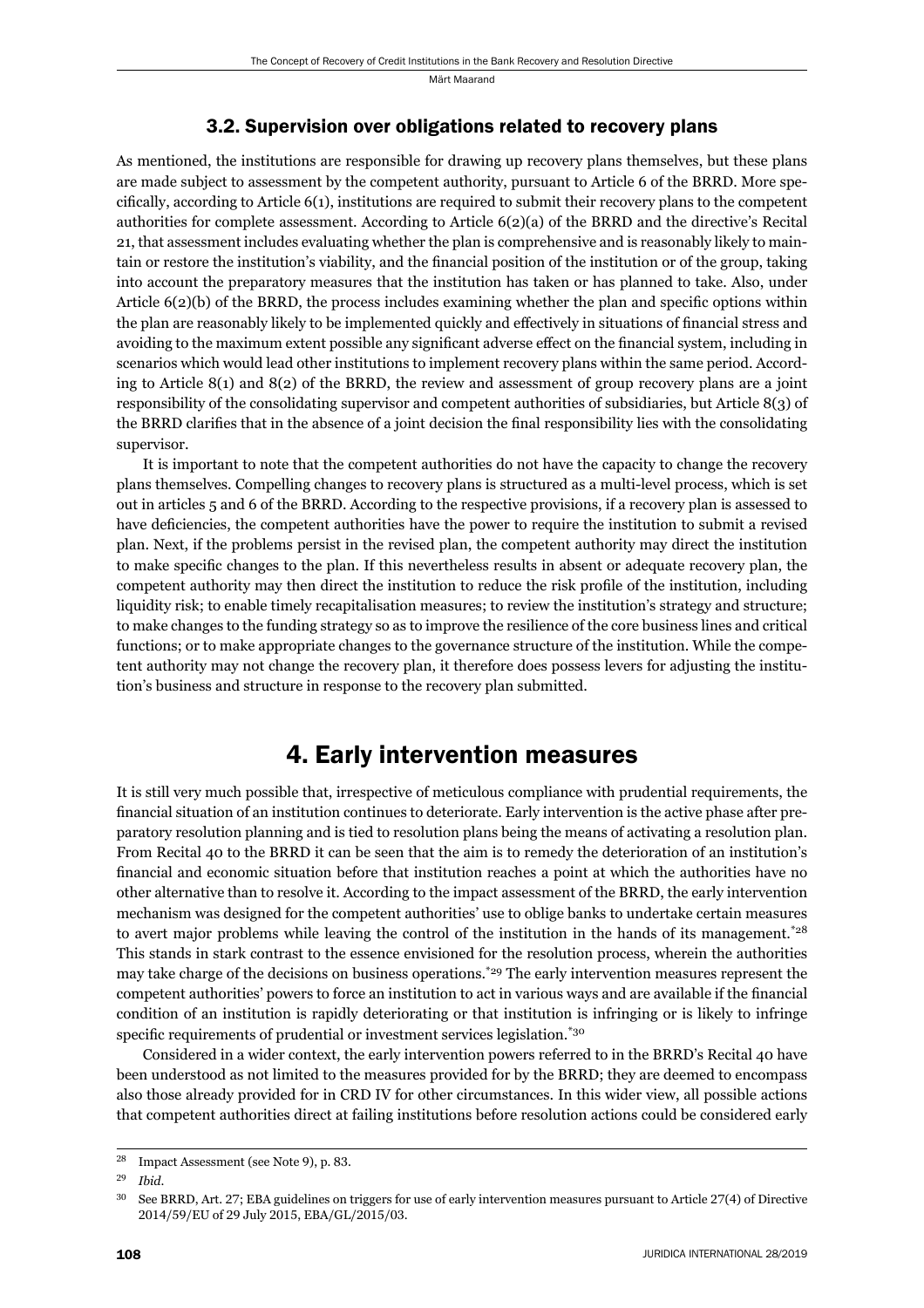### 3.2. Supervision over obligations related to recovery plans

As mentioned, the institutions are responsible for drawing up recovery plans themselves, but these plans are made subject to assessment by the competent authority, pursuant to Article 6 of the BRRD. More specifically, according to Article 6(1), institutions are required to submit their recovery plans to the competent authorities for complete assessment. According to Article 6(2)(a) of the BRRD and the directive's Recital 21, that assessment includes evaluating whether the plan is comprehensive and is reasonably likely to maintain or restore the institution's viability, and the financial position of the institution or of the group, taking into account the preparatory measures that the institution has taken or has planned to take. Also, under Article 6(2)(b) of the BRRD, the process includes examining whether the plan and specific options within the plan are reasonably likely to be implemented quickly and effectively in situations of financial stress and avoiding to the maximum extent possible any significant adverse effect on the financial system, including in scenarios which would lead other institutions to implement recovery plans within the same period. According to Article 8(1) and 8(2) of the BRRD, the review and assessment of group recovery plans are a joint responsibility of the consolidating supervisor and competent authorities of subsidiaries, but Article 8(3) of the BRRD clarifies that in the absence of a joint decision the final responsibility lies with the consolidating supervisor.

It is important to note that the competent authorities do not have the capacity to change the recovery plans themselves. Compelling changes to recovery plans is structured as a multi-level process, which is set out in articles 5 and 6 of the BRRD. According to the respective provisions, if a recovery plan is assessed to have deficiencies, the competent authorities have the power to require the institution to submit a revised plan. Next, if the problems persist in the revised plan, the competent authority may direct the institution to make specific changes to the plan. If this nevertheless results in absent or adequate recovery plan, the competent authority may then direct the institution to reduce the risk profile of the institution, including liquidity risk; to enable timely recapitalisation measures; to review the institution's strategy and structure; to make changes to the funding strategy so as to improve the resilience of the core business lines and critical functions; or to make appropriate changes to the governance structure of the institution. While the competent authority may not change the recovery plan, it therefore does possess levers for adjusting the institution's business and structure in response to the recovery plan submitted.

## 4. Early intervention measures

It is still very much possible that, irrespective of meticulous compliance with prudential requirements, the financial situation of an institution continues to deteriorate. Early intervention is the active phase after preparatory resolution planning and is tied to resolution plans being the means of activating a resolution plan. From Recital 40 to the BRRD it can be seen that the aim is to remedy the deterioration of an institution's financial and economic situation before that institution reaches a point at which the authorities have no other alternative than to resolve it. According to the impact assessment of the BRRD, the early intervention mechanism was designed for the competent authorities' use to oblige banks to undertake certain measures to avert major problems while leaving the control of the institution in the hands of its management.*[28] This stands in stark contrast to the essence envisioned for the resolution process, wherein the authorities may take charge of the decisions on business operations.*[29] The early intervention measures represent the competent authorities' powers to force an institution to act in various ways and are available if the financial condition of an institution is rapidly deteriorating or that institution is infringing or is likely to infringe specific requirements of prudential or investment services legislation.*[30]

Considered in a wider context, the early intervention powers referred to in the BRRD's Recital 40 have been understood as not limited to the measures provided for by the BRRD; they are deemed to encompass also those already provided for in CRD IV for other circumstances. In this wider view, all possible actions that competent authorities direct at failing institutions before resolution actions could be considered early

---

[28] Impact Assessment (see Note 9), p. 83.

[29] *Ibid.*

[30] See BRRD, Art. 27; EBA guidelines on triggers for use of early intervention measures pursuant to Article 27(4) of Directive 2014/59/EU of 29 July 2015, EBA/GL/2015/03.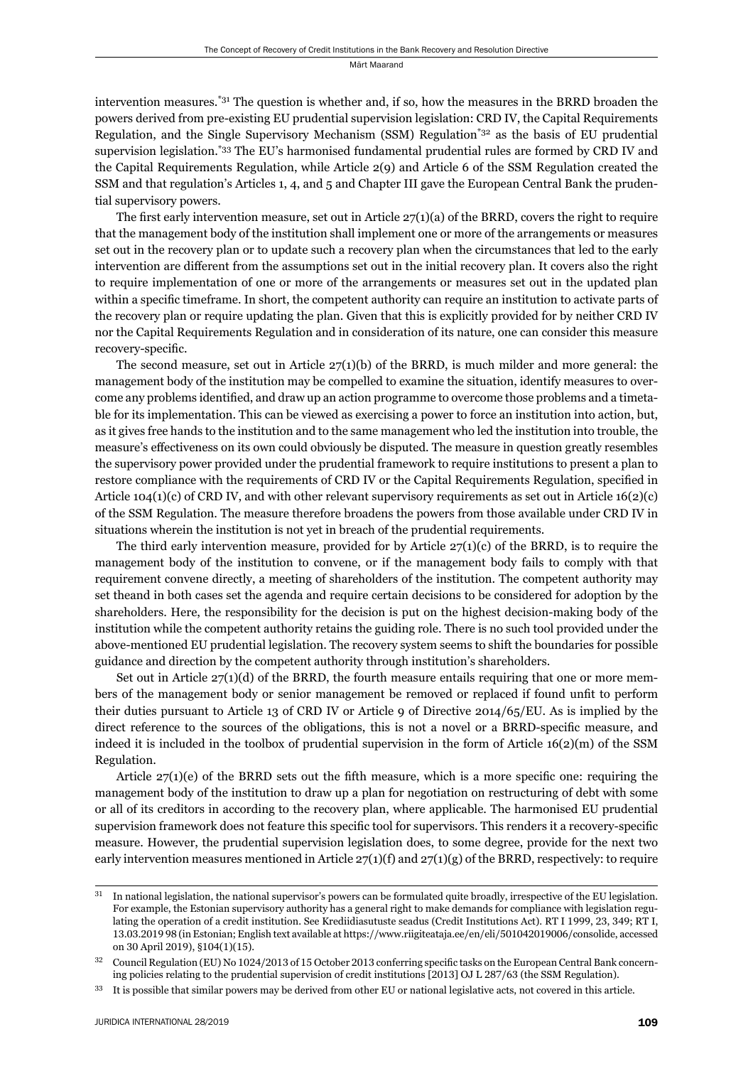intervention measures.[*31] The question is whether and, if so, how the measures in the BRRD broaden the powers derived from pre-existing EU prudential supervision legislation: CRD IV, the Capital Requirements Regulation, and the Single Supervisory Mechanism (SSM) Regulation[*32] as the basis of EU prudential supervision legislation.[*33] The EU's harmonised fundamental prudential rules are formed by CRD IV and the Capital Requirements Regulation, while Article 2(9) and Article 6 of the SSM Regulation created the SSM and that regulation's Articles 1, 4, and 5 and Chapter III gave the European Central Bank the prudential supervisory powers.

The first early intervention measure, set out in Article 27(1)(a) of the BRRD, covers the right to require that the management body of the institution shall implement one or more of the arrangements or measures set out in the recovery plan or to update such a recovery plan when the circumstances that led to the early intervention are different from the assumptions set out in the initial recovery plan. It covers also the right to require implementation of one or more of the arrangements or measures set out in the updated plan within a specific timeframe. In short, the competent authority can require an institution to activate parts of the recovery plan or require updating the plan. Given that this is explicitly provided for by neither CRD IV nor the Capital Requirements Regulation and in consideration of its nature, one can consider this measure recovery-specific.

The second measure, set out in Article 27(1)(b) of the BRRD, is much milder and more general: the management body of the institution may be compelled to examine the situation, identify measures to overcome any problems identified, and draw up an action programme to overcome those problems and a timetable for its implementation. This can be viewed as exercising a power to force an institution into action, but, as it gives free hands to the institution and to the same management who led the institution into trouble, the measure's effectiveness on its own could obviously be disputed. The measure in question greatly resembles the supervisory power provided under the prudential framework to require institutions to present a plan to restore compliance with the requirements of CRD IV or the Capital Requirements Regulation, specified in Article 104(1)(c) of CRD IV, and with other relevant supervisory requirements as set out in Article 16(2)(c) of the SSM Regulation. The measure therefore broadens the powers from those available under CRD IV in situations wherein the institution is not yet in breach of the prudential requirements.

The third early intervention measure, provided for by Article 27(1)(c) of the BRRD, is to require the management body of the institution to convene, or if the management body fails to comply with that requirement convene directly, a meeting of shareholders of the institution. The competent authority may set theand in both cases set the agenda and require certain decisions to be considered for adoption by the shareholders. Here, the responsibility for the decision is put on the highest decision-making body of the institution while the competent authority retains the guiding role. There is no such tool provided under the above-mentioned EU prudential legislation. The recovery system seems to shift the boundaries for possible guidance and direction by the competent authority through institution's shareholders.

Set out in Article 27(1)(d) of the BRRD, the fourth measure entails requiring that one or more members of the management body or senior management be removed or replaced if found unfit to perform their duties pursuant to Article 13 of CRD IV or Article 9 of Directive 2014/65/EU. As is implied by the direct reference to the sources of the obligations, this is not a novel or a BRRD-specific measure, and indeed it is included in the toolbox of prudential supervision in the form of Article 16(2)(m) of the SSM Regulation.

Article 27(1)(e) of the BRRD sets out the fifth measure, which is a more specific one: requiring the management body of the institution to draw up a plan for negotiation on restructuring of debt with some or all of its creditors in according to the recovery plan, where applicable. The harmonised EU prudential supervision framework does not feature this specific tool for supervisors. This renders it a recovery-specific measure. However, the prudential supervision legislation does, to some degree, provide for the next two early intervention measures mentioned in Article 27(1)(f) and 27(1)(g) of the BRRD, respectively: to require

---

[31] In national legislation, the national supervisor's powers can be formulated quite broadly, irrespective of the EU legislation. For example, the Estonian supervisory authority has a general right to make demands for compliance with legislation regulating the operation of a credit institution. See Krediidiasutuste seadus (Credit Institutions Act). RT I 1999, 23, 349; RT I, 13.03.2019 98 (in Estonian; English text available at https://www.riigiteataja.ee/en/eli/501042019006/consolide, accessed on 30 April 2019), §104(1)(15).

[32] Council Regulation (EU) No 1024/2013 of 15 October 2013 conferring specific tasks on the European Central Bank concerning policies relating to the prudential supervision of credit institutions [2013] OJ L 287/63 (the SSM Regulation).

[33] It is possible that similar powers may be derived from other EU or national legislative acts, not covered in this article.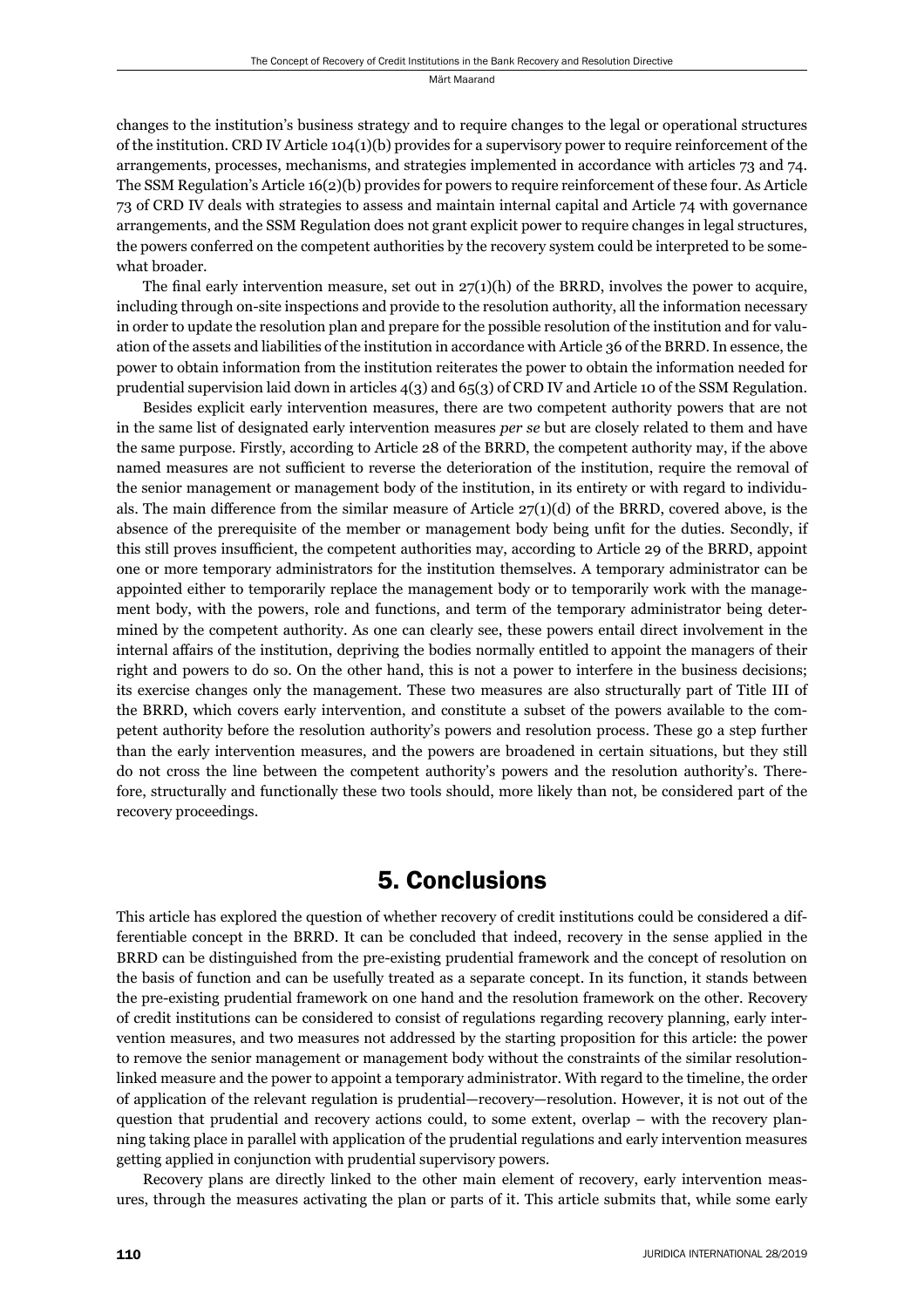changes to the institution's business strategy and to require changes to the legal or operational structures of the institution. CRD IV Article 104(1)(b) provides for a supervisory power to require reinforcement of the arrangements, processes, mechanisms, and strategies implemented in accordance with articles 73 and 74. The SSM Regulation's Article 16(2)(b) provides for powers to require reinforcement of these four. As Article 73 of CRD IV deals with strategies to assess and maintain internal capital and Article 74 with governance arrangements, and the SSM Regulation does not grant explicit power to require changes in legal structures, the powers conferred on the competent authorities by the recovery system could be interpreted to be somewhat broader.

The final early intervention measure, set out in 27(1)(h) of the BRRD, involves the power to acquire, including through on-site inspections and provide to the resolution authority, all the information necessary in order to update the resolution plan and prepare for the possible resolution of the institution and for valuation of the assets and liabilities of the institution in accordance with Article 36 of the BRRD. In essence, the power to obtain information from the institution reiterates the power to obtain the information needed for prudential supervision laid down in articles 4(3) and 65(3) of CRD IV and Article 10 of the SSM Regulation.

Besides explicit early intervention measures, there are two competent authority powers that are not in the same list of designated early intervention measures *per se* but are closely related to them and have the same purpose. Firstly, according to Article 28 of the BRRD, the competent authority may, if the above named measures are not sufficient to reverse the deterioration of the institution, require the removal of the senior management or management body of the institution, in its entirety or with regard to individuals. The main difference from the similar measure of Article 27(1)(d) of the BRRD, covered above, is the absence of the prerequisite of the member or management body being unfit for the duties. Secondly, if this still proves insufficient, the competent authorities may, according to Article 29 of the BRRD, appoint one or more temporary administrators for the institution themselves. A temporary administrator can be appointed either to temporarily replace the management body or to temporarily work with the management body, with the powers, role and functions, and term of the temporary administrator being determined by the competent authority. As one can clearly see, these powers entail direct involvement in the internal affairs of the institution, depriving the bodies normally entitled to appoint the managers of their right and powers to do so. On the other hand, this is not a power to interfere in the business decisions; its exercise changes only the management. These two measures are also structurally part of Title III of the BRRD, which covers early intervention, and constitute a subset of the powers available to the competent authority before the resolution authority's powers and resolution process. These go a step further than the early intervention measures, and the powers are broadened in certain situations, but they still do not cross the line between the competent authority's powers and the resolution authority's. Therefore, structurally and functionally these two tools should, more likely than not, be considered part of the recovery proceedings.

## 5. Conclusions

This article has explored the question of whether recovery of credit institutions could be considered a differentiable concept in the BRRD. It can be concluded that indeed, recovery in the sense applied in the BRRD can be distinguished from the pre-existing prudential framework and the concept of resolution on the basis of function and can be usefully treated as a separate concept. In its function, it stands between the pre-existing prudential framework on one hand and the resolution framework on the other. Recovery of credit institutions can be considered to consist of regulations regarding recovery planning, early intervention measures, and two measures not addressed by the starting proposition for this article: the power to remove the senior management or management body without the constraints of the similar resolution-linked measure and the power to appoint a temporary administrator. With regard to the timeline, the order of application of the relevant regulation is prudential—recovery—resolution. However, it is not out of the question that prudential and recovery actions could, to some extent, overlap – with the recovery planning taking place in parallel with application of the prudential regulations and early intervention measures getting applied in conjunction with prudential supervisory powers.

Recovery plans are directly linked to the other main element of recovery, early intervention measures, through the measures activating the plan or parts of it. This article submits that, while some early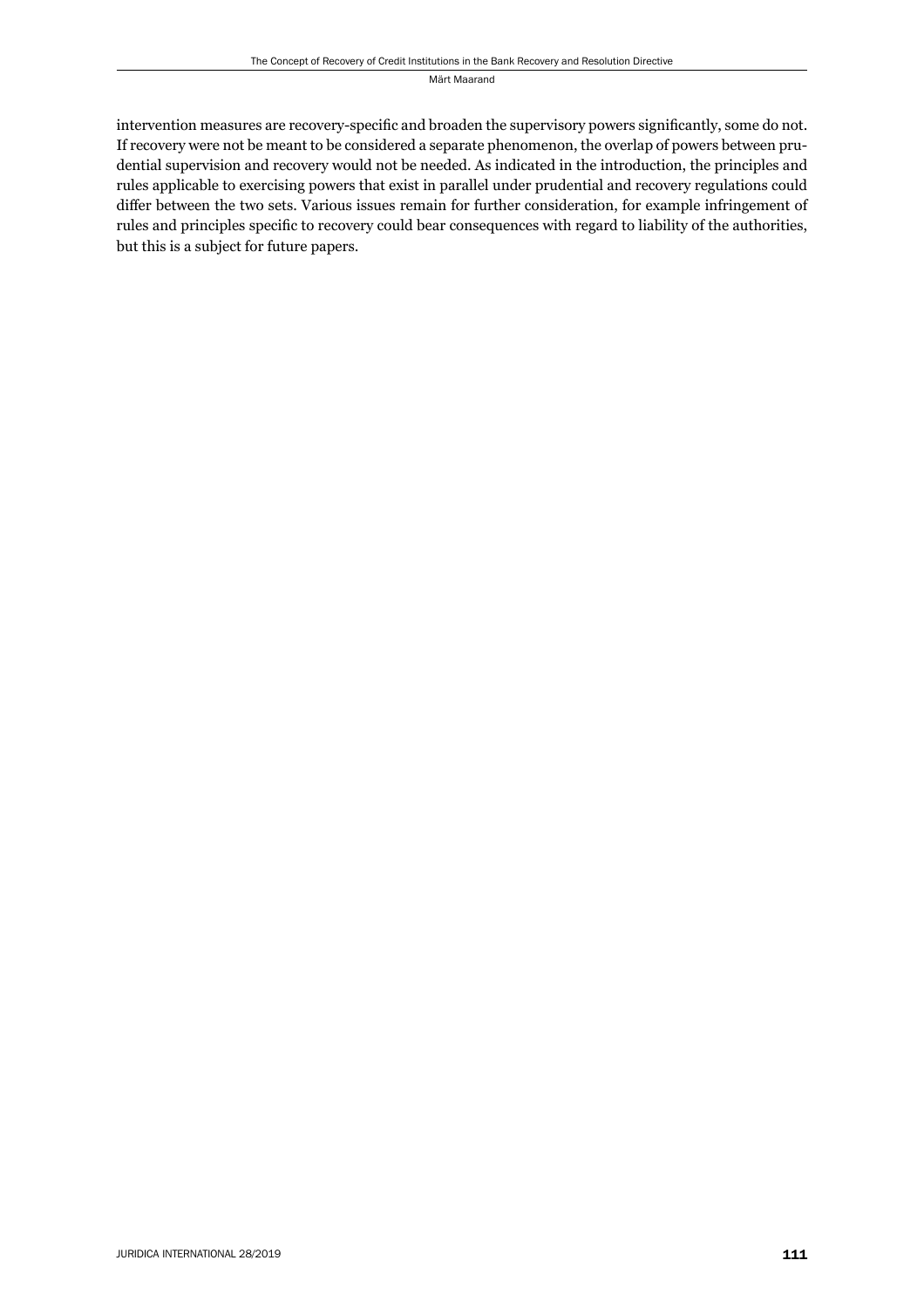intervention measures are recovery-specific and broaden the supervisory powers significantly, some do not. If recovery were not be meant to be considered a separate phenomenon, the overlap of powers between prudential supervision and recovery would not be needed. As indicated in the introduction, the principles and rules applicable to exercising powers that exist in parallel under prudential and recovery regulations could differ between the two sets. Various issues remain for further consideration, for example infringement of rules and principles specific to recovery could bear consequences with regard to liability of the authorities, but this is a subject for future papers.